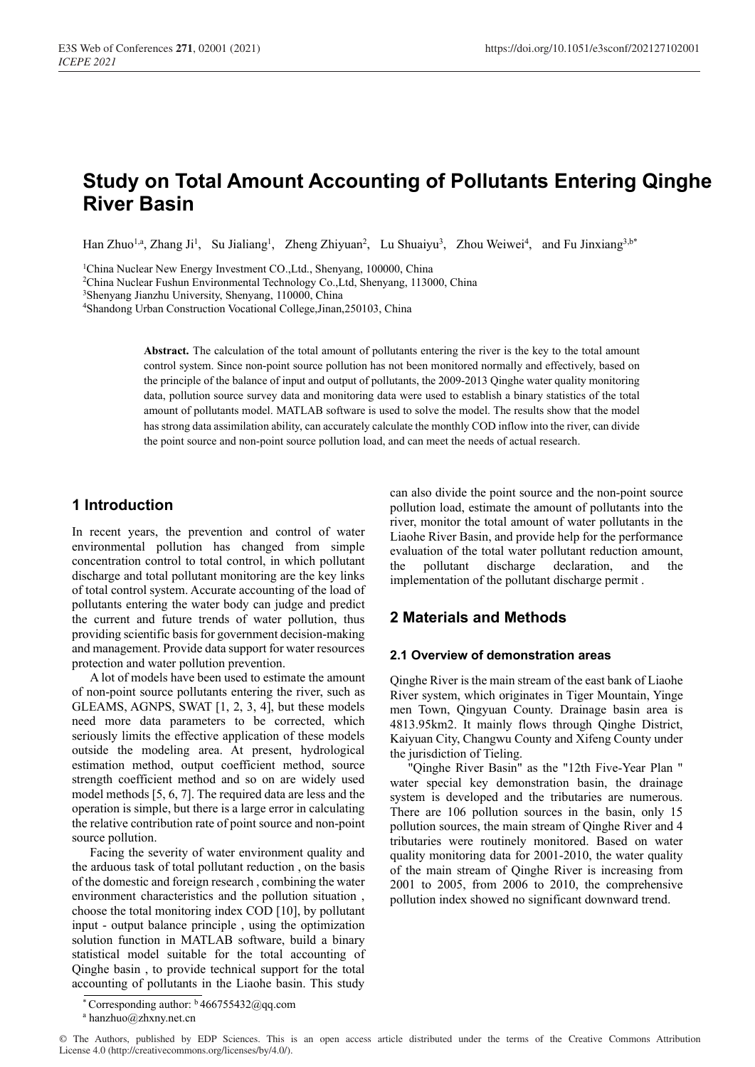# Study on Total Amount Accounting of Pollutants Entering Qinghe River Basin

Han Zhuo[1,a], Zhang Ji[1], Su Jialiang[1], Zheng Zhiyuan[2], Lu Shuaiyu[3], Zhou Weiwei[4], and Fu Jinxiang[3,b*]

[1]China Nuclear New Energy Investment CO.,Ltd., Shenyang, 100000, China
[2]China Nuclear Fushun Environmental Technology Co.,Ltd, Shenyang, 113000, China
[3]Shenyang Jianzhu University, Shenyang, 110000, China
[4]Shandong Urban Construction Vocational College,Jinan,250103, China

**Abstract.** The calculation of the total amount of pollutants entering the river is the key to the total amount control system. Since non-point source pollution has not been monitored normally and effectively, based on the principle of the balance of input and output of pollutants, the 2009-2013 Qinghe water quality monitoring data, pollution source survey data and monitoring data were used to establish a binary statistics of the total amount of pollutants model. MATLAB software is used to solve the model. The results show that the model has strong data assimilation ability, can accurately calculate the monthly COD inflow into the river, can divide the point source and non-point source pollution load, and can meet the needs of actual research.

## 1 Introduction

In recent years, the prevention and control of water environmental pollution has changed from simple concentration control to total control, in which pollutant discharge and total pollutant monitoring are the key links of total control system. Accurate accounting of the load of pollutants entering the water body can judge and predict the current and future trends of water pollution, thus providing scientific basis for government decision-making and management. Provide data support for water resources protection and water pollution prevention.

A lot of models have been used to estimate the amount of non-point source pollutants entering the river, such as GLEAMS, AGNPS, SWAT [1, 2, 3, 4], but these models need more data parameters to be corrected, which seriously limits the effective application of these models outside the modeling area. At present, hydrological estimation method, output coefficient method, source strength coefficient method and so on are widely used model methods [5, 6, 7]. The required data are less and the operation is simple, but there is a large error in calculating the relative contribution rate of point source and non-point source pollution.

Facing the severity of water environment quality and the arduous task of total pollutant reduction , on the basis of the domestic and foreign research , combining the water environment characteristics and the pollution situation , choose the total monitoring index COD [10], by pollutant input - output balance principle , using the optimization solution function in MATLAB software, build a binary statistical model suitable for the total accounting of Qinghe basin , to provide technical support for the total accounting of pollutants in the Liaohe basin. This study can also divide the point source and the non-point source pollution load, estimate the amount of pollutants into the river, monitor the total amount of water pollutants in the Liaohe River Basin, and provide help for the performance evaluation of the total water pollutant reduction amount, the pollutant discharge declaration, and the implementation of the pollutant discharge permit .

## 2 Materials and Methods

### 2.1 Overview of demonstration areas

Qinghe River is the main stream of the east bank of Liaohe River system, which originates in Tiger Mountain, Yinge men Town, Qingyuan County. Drainage basin area is 4813.95km2. It mainly flows through Qinghe District, Kaiyuan City, Changwu County and Xifeng County under the jurisdiction of Tieling.

"Qinghe River Basin" as the "12th Five-Year Plan " water special key demonstration basin, the drainage system is developed and the tributaries are numerous. There are 106 pollution sources in the basin, only 15 pollution sources, the main stream of Qinghe River and 4 tributaries were routinely monitored. Based on water quality monitoring data for 2001-2010, the water quality of the main stream of Qinghe River is increasing from 2001 to 2005, from 2006 to 2010, the comprehensive pollution index showed no significant downward trend.

* Corresponding author: [b] 466755432@qq.com
[a] hanzhuo@zhxny.net.cn

© The Authors, published by EDP Sciences. This is an open access article distributed under the terms of the Creative Commons Attribution License 4.0 (http://creativecommons.org/licenses/by/4.0/).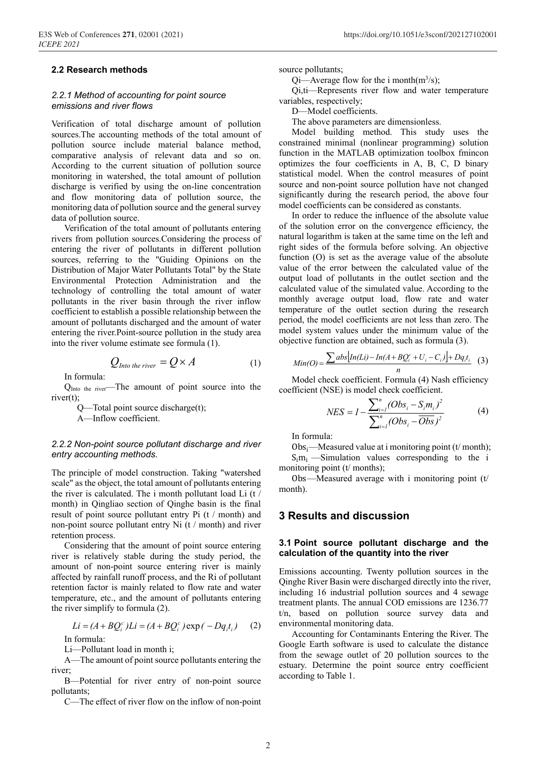## 2.2 Research methods

### 2.2.1 Method of accounting for point source emissions and river flows

Verification of total discharge amount of pollution sources.The accounting methods of the total amount of pollution source include material balance method, comparative analysis of relevant data and so on. According to the current situation of pollution source monitoring in watershed, the total amount of pollution discharge is verified by using the on-line concentration and flow monitoring data of pollution source, the monitoring data of pollution source and the general survey data of pollution source.

Verification of the total amount of pollutants entering rivers from pollution sources.Considering the process of entering the river of pollutants in different pollution sources, referring to the "Guiding Opinions on the Distribution of Major Water Pollutants Total" by the State Environmental Protection Administration and the technology of controlling the total amount of water pollutants in the river basin through the river inflow coefficient to establish a possible relationship between the amount of pollutants discharged and the amount of water entering the river.Point-source pollution in the study area into the river volume estimate see formula (1).

$$Q_{Into\ the\ river} = Q \times A \tag{1}$$

In formula:

$Q_{Into\ the\ river}$—The amount of point source into the river(t);

Q—Total point source discharge(t);

A—Inflow coefficient.

### 2.2.2 Non-point source pollutant discharge and river entry accounting methods.

The principle of model construction. Taking "watershed scale" as the object, the total amount of pollutants entering the river is calculated. The i month pollutant load Li (t / month) in Qingliao section of Qinghe basin is the final result of point source pollutant entry Pi (t / month) and non-point source pollutant entry Ni (t / month) and river retention process.

Considering that the amount of point source entering river is relatively stable during the study period, the amount of non-point source entering river is mainly affected by rainfall runoff process, and the Ri of pollutant retention factor is mainly related to flow rate and water temperature, etc., and the amount of pollutants entering the river simplify to formula (2).

$$Li = (A + BQ_i^c)Li = (A + BQ_i^c)\exp(-Dq_i t_i) \tag{2}$$

In formula:

Li—Pollutant load in month i;

A—The amount of point source pollutants entering the river;

B—Potential for river entry of non-point source pollutants;

C—The effect of river flow on the inflow of non-point source pollutants;

Qi—Average flow for the i month($m^3/s$);

Qi,ti—Represents river flow and water temperature variables, respectively;

D—Model coefficients.

The above parameters are dimensionless.

Model building method. This study uses the constrained minimal (nonlinear programming) solution function in the MATLAB optimization toolbox fmincon optimizes the four coefficients in A, B, C, D binary statistical model. When the control measures of point source and non-point source pollution have not changed significantly during the research period, the above four model coefficients can be considered as constants.

In order to reduce the influence of the absolute value of the solution error on the convergence efficiency, the natural logarithm is taken at the same time on the left and right sides of the formula before solving. An objective function (O) is set as the average value of the absolute value of the error between the calculated value of the output load of pollutants in the outlet section and the calculated value of the simulated value. According to the monthly average output load, flow rate and water temperature of the outlet section during the research period, the model coefficients are not less than zero. The model system values under the minimum value of the objective function are obtained, such as formula (3).

$$Min(O) = \frac{\sum abs\left[In(Li) - In(A + BQ_i^c + U_i - C_i)\right] + Dq_i t_i}{n} \tag{3}$$

Model check coefficient. Formula (4) Nash efficiency coefficient (NSE) is model check coefficient.

$$NES = 1 - \frac{\sum_{i=1}^{n}(Obs_i - S_i m_i)^2}{\sum_{i=1}^{n}(Obs_i - \overline{Obs})^2} \tag{4}$$

In formula:

$Obs_i$—Measured value at i monitoring point (t/ month);

$S_i m_i$ —Simulation values corresponding to the i monitoring point (t/ months);

Obs—Measured average with i monitoring point (t/ month).

# 3 Results and discussion

## 3.1 Point source pollutant discharge and the calculation of the quantity into the river

Emissions accounting. Twenty pollution sources in the Qinghe River Basin were discharged directly into the river, including 16 industrial pollution sources and 4 sewage treatment plants. The annual COD emissions are 1236.77 t/n, based on pollution source survey data and environmental monitoring data.

Accounting for Contaminants Entering the River. The Google Earth software is used to calculate the distance from the sewage outlet of 20 pollution sources to the estuary. Determine the point source entry coefficient according to Table 1.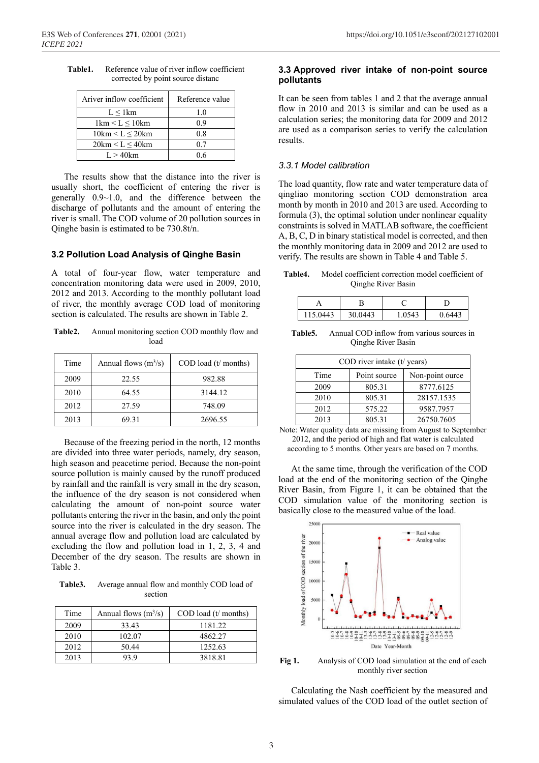**Table1.** Reference value of river inflow coefficient corrected by point source distanc

| Ariver inflow coefficient | Reference value |
|---|---|
| L ≤ 1km | 1.0 |
| 1km < L ≤ 10km | 0.9 |
| 10km < L ≤ 20km | 0.8 |
| 20km < L ≤ 40km | 0.7 |
| L > 40km | 0.6 |

The results show that the distance into the river is usually short, the coefficient of entering the river is generally 0.9~1.0, and the difference between the discharge of pollutants and the amount of entering the river is small. The COD volume of 20 pollution sources in Qinghe basin is estimated to be 730.8t/n.

### 3.2 Pollution Load Analysis of Qinghe Basin

A total of four-year flow, water temperature and concentration monitoring data were used in 2009, 2010, 2012 and 2013. According to the monthly pollutant load of river, the monthly average COD load of monitoring section is calculated. The results are shown in Table 2.

**Table2.** Annual monitoring section COD monthly flow and load

| Time | Annual flows ($m^3$/s) | COD load (t/ months) |
|---|---|---|
| 2009 | 22.55 | 982.88 |
| 2010 | 64.55 | 3144.12 |
| 2012 | 27.59 | 748.09 |
| 2013 | 69.31 | 2696.55 |

Because of the freezing period in the north, 12 months are divided into three water periods, namely, dry season, high season and peacetime period. Because the non-point source pollution is mainly caused by the runoff produced by rainfall and the rainfall is very small in the dry season, the influence of the dry season is not considered when calculating the amount of non-point source water pollutants entering the river in the basin, and only the point source into the river is calculated in the dry season. The annual average flow and pollution load are calculated by excluding the flow and pollution load in 1, 2, 3, 4 and December of the dry season. The results are shown in Table 3.

**Table3.** Average annual flow and monthly COD load of section

| Time | Annual flows ($m^3$/s) | COD load (t/ months) |
|---|---|---|
| 2009 | 33.43 | 1181.22 |
| 2010 | 102.07 | 4862.27 |
| 2012 | 50.44 | 1252.63 |
| 2013 | 93.9 | 3818.81 |

### 3.3 Approved river intake of non-point source pollutants

It can be seen from tables 1 and 2 that the average annual flow in 2010 and 2013 is similar and can be used as a calculation series; the monitoring data for 2009 and 2012 are used as a comparison series to verify the calculation results.

#### *3.3.1 Model calibration*

The load quantity, flow rate and water temperature data of qingliao monitoring section COD demonstration area month by month in 2010 and 2013 are used. According to formula (3), the optimal solution under nonlinear equality constraints is solved in MATLAB software, the coefficient A, B, C, D in binary statistical model is corrected, and then the monthly monitoring data in 2009 and 2012 are used to verify. The results are shown in Table 4 and Table 5.

**Table4.** Model coefficient correction model coefficient of Qinghe River Basin

| A | B | C | D |
|---|---|---|---|
| 115.0443 | 30.0443 | 1.0543 | 0.6443 |

**Table5.** Annual COD inflow from various sources in Qinghe River Basin

| COD river intake (t/ years) | | |
|---|---|---|
| Time | Point source | Non-point ource |
| 2009 | 805.31 | 8777.6125 |
| 2010 | 805.31 | 28157.1535 |
| 2012 | 575.22 | 9587.7957 |
| 2013 | 805.31 | 26750.7605 |

Note: Water quality data are missing from August to September 2012, and the period of high and flat water is calculated according to 5 months. Other years are based on 7 months.

At the same time, through the verification of the COD load at the end of the monitoring section of the Qinghe River Basin, from Figure 1, it can be obtained that the COD simulation value of the monitoring section is basically close to the measured value of the load.

**Fig 1.** Analysis of COD load simulation at the end of each monthly river section

Calculating the Nash coefficient by the measured and simulated values of the COD load of the outlet section of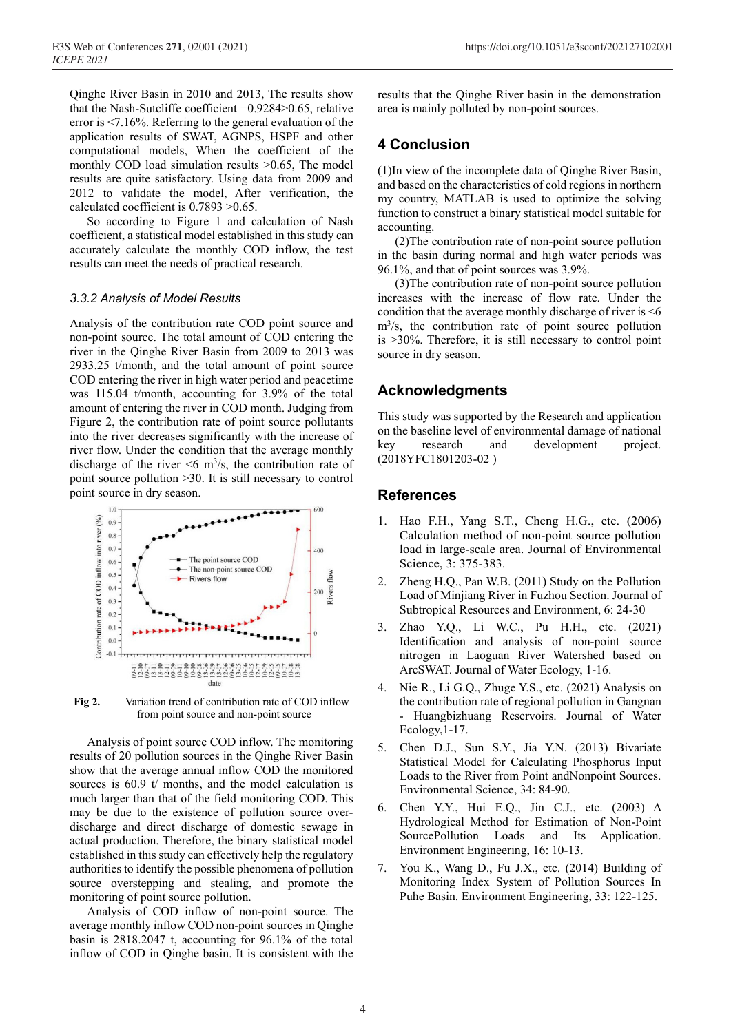Qinghe River Basin in 2010 and 2013, The results show that the Nash-Sutcliffe coefficient =0.9284>0.65, relative error is <7.16%. Referring to the general evaluation of the application results of SWAT, AGNPS, HSPF and other computational models, When the coefficient of the monthly COD load simulation results >0.65, The model results are quite satisfactory. Using data from 2009 and 2012 to validate the model, After verification, the calculated coefficient is 0.7893 >0.65.

So according to Figure 1 and calculation of Nash coefficient, a statistical model established in this study can accurately calculate the monthly COD inflow, the test results can meet the needs of practical research.

### *3.3.2 Analysis of Model Results*

Analysis of the contribution rate COD point source and non-point source. The total amount of COD entering the river in the Qinghe River Basin from 2009 to 2013 was 2933.25 t/month, and the total amount of point source COD entering the river in high water period and peacetime was 115.04 t/month, accounting for 3.9% of the total amount of entering the river in COD month. Judging from Figure 2, the contribution rate of point source pollutants into the river decreases significantly with the increase of river flow. Under the condition that the average monthly discharge of the river <6 m$^3$/s, the contribution rate of point source pollution >30. It is still necessary to control point source in dry season.

Contribution rate of COD inflow into river (%)
Rivers flow
date
The point source COD
The non-point source COD
Rivers flow

**Fig 2.** Variation trend of contribution rate of COD inflow from point source and non-point source

Analysis of point source COD inflow. The monitoring results of 20 pollution sources in the Qinghe River Basin show that the average annual inflow COD the monitored sources is 60.9 t/ months, and the model calculation is much larger than that of the field monitoring COD. This may be due to the existence of pollution source over-discharge and direct discharge of domestic sewage in actual production. Therefore, the binary statistical model established in this study can effectively help the regulatory authorities to identify the possible phenomena of pollution source overstepping and stealing, and promote the monitoring of point source pollution.

Analysis of COD inflow of non-point source. The average monthly inflow COD non-point sources in Qinghe basin is 2818.2047 t, accounting for 96.1% of the total inflow of COD in Qinghe basin. It is consistent with the results that the Qinghe River basin in the demonstration area is mainly polluted by non-point sources.

## 4 Conclusion

(1)In view of the incomplete data of Qinghe River Basin, and based on the characteristics of cold regions in northern my country, MATLAB is used to optimize the solving function to construct a binary statistical model suitable for accounting.

(2)The contribution rate of non-point source pollution in the basin during normal and high water periods was 96.1%, and that of point sources was 3.9%.

(3)The contribution rate of non-point source pollution increases with the increase of flow rate. Under the condition that the average monthly discharge of river is <6 m$^3$/s, the contribution rate of point source pollution is >30%. Therefore, it is still necessary to control point source in dry season.

## Acknowledgments

This study was supported by the Research and application on the baseline level of environmental damage of national key research and development project. (2018YFC1801203-02 )

## References

1. Hao F.H., Yang S.T., Cheng H.G., etc. (2006) Calculation method of non-point source pollution load in large-scale area. Journal of Environmental Science, 3: 375-383.
2. Zheng H.Q., Pan W.B. (2011) Study on the Pollution Load of Minjiang River in Fuzhou Section. Journal of Subtropical Resources and Environment, 6: 24-30
3. Zhao Y.Q., Li W.C., Pu H.H., etc. (2021) Identification and analysis of non-point source nitrogen in Laoguan River Watershed based on ArcSWAT. Journal of Water Ecology, 1-16.
4. Nie R., Li G.Q., Zhuge Y.S., etc. (2021) Analysis on the contribution rate of regional pollution in Gangnan - Huangbizhuang Reservoirs. Journal of Water Ecology,1-17.
5. Chen D.J., Sun S.Y., Jia Y.N. (2013) Bivariate Statistical Model for Calculating Phosphorus Input Loads to the River from Point andNonpoint Sources. Environmental Science, 34: 84-90.
6. Chen Y.Y., Hui E.Q., Jin C.J., etc. (2003) A Hydrological Method for Estimation of Non-Point SourcePollution Loads and Its Application. Environment Engineering, 16: 10-13.
7. You K., Wang D., Fu J.X., etc. (2014) Building of Monitoring Index System of Pollution Sources In Puhe Basin. Environment Engineering, 33: 122-125.